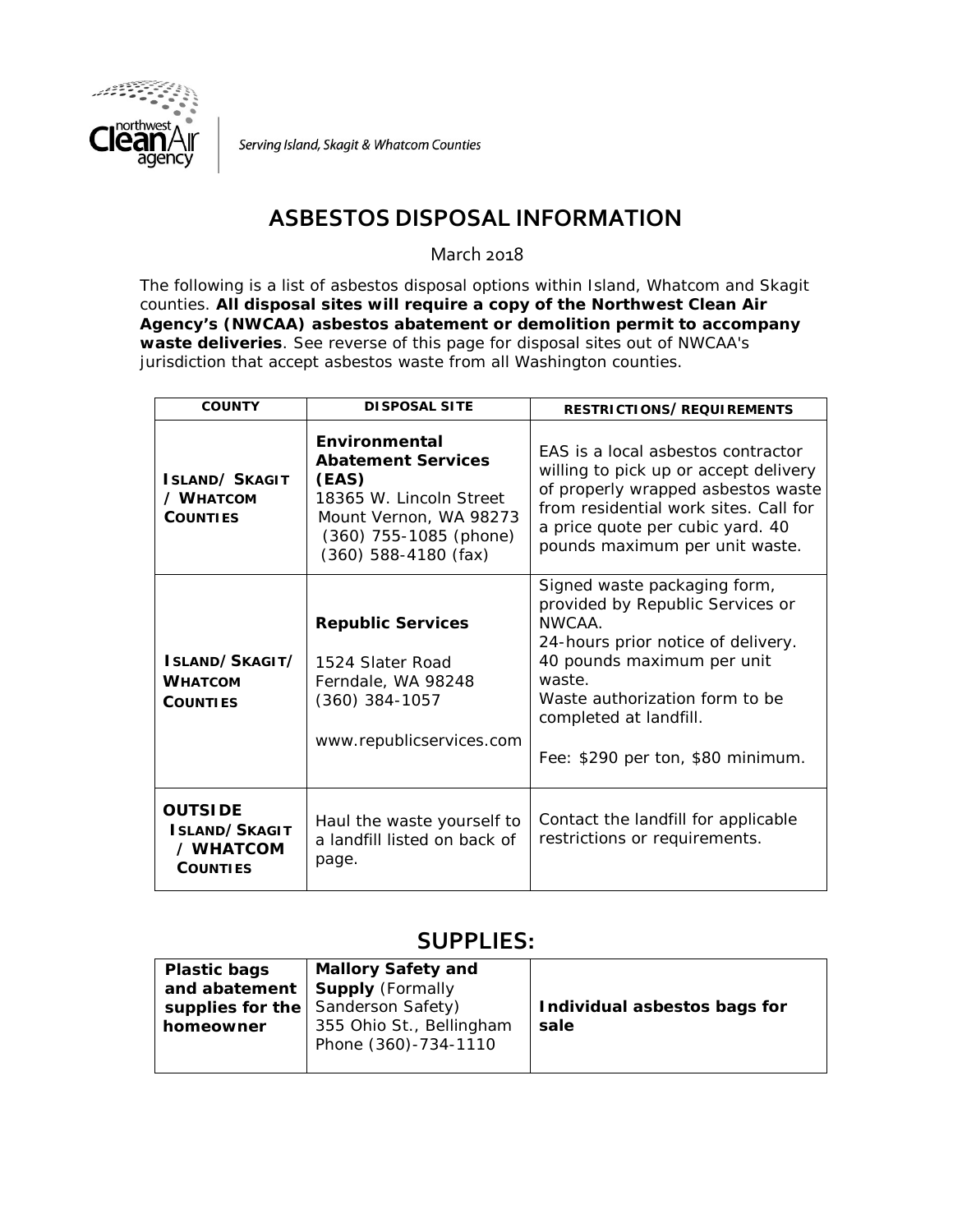Serving Island, Skagit & Whatcom Counties

# ASBESTOS DISPOSAL INFORMATION

March 2018

The following is a list of asbestos disposal options within Island, Whatcom and Skagit counties. **All disposal sites will require a copy of the Northwest Clean Air Agency's (NWCAA) asbestos abatement or demolition permit to accompany waste deliveries**. See reverse of this page for disposal sites out of NWCAA's jurisdiction that accept asbestos waste from all Washington counties.

| COUNTY | DISPOSAL SITE | RESTRICTIONS/REQUIREMENTS |
|---|---|---|
| **ISLAND/ SKAGIT / WHATCOM COUNTIES** | **Environmental Abatement Services (EAS)**<br>18365 W. Lincoln Street<br>Mount Vernon, WA 98273<br>(360) 755-1085 (phone)<br>(360) 588-4180 (fax) | EAS is a local asbestos contractor willing to pick up or accept delivery of properly wrapped asbestos waste from residential work sites. Call for a price quote per cubic yard. 40 pounds maximum per unit waste. |
| **ISLAND/SKAGIT/ WHATCOM COUNTIES** | **Republic Services**<br>1524 Slater Road<br>Ferndale, WA 98248<br>(360) 384-1057<br>www.republicservices.com | Signed waste packaging form, provided by Republic Services or NWCAA.<br>24-hours prior notice of delivery.<br>40 pounds maximum per unit waste.<br>Waste authorization form to be completed at landfill.<br>Fee: $290 per ton, $80 minimum. |
| **OUTSIDE ISLAND/SKAGIT / WHATCOM COUNTIES** | Haul the waste yourself to a landfill listed on back of page. | Contact the landfill for applicable restrictions or requirements. |

## SUPPLIES:

| | | |
|---|---|---|
| **Plastic bags and abatement supplies for the homeowner** | **Mallory Safety and Supply** (Formally Sanderson Safety)<br>355 Ohio St., Bellingham<br>Phone (360)-734-1110 | **Individual asbestos bags for sale** |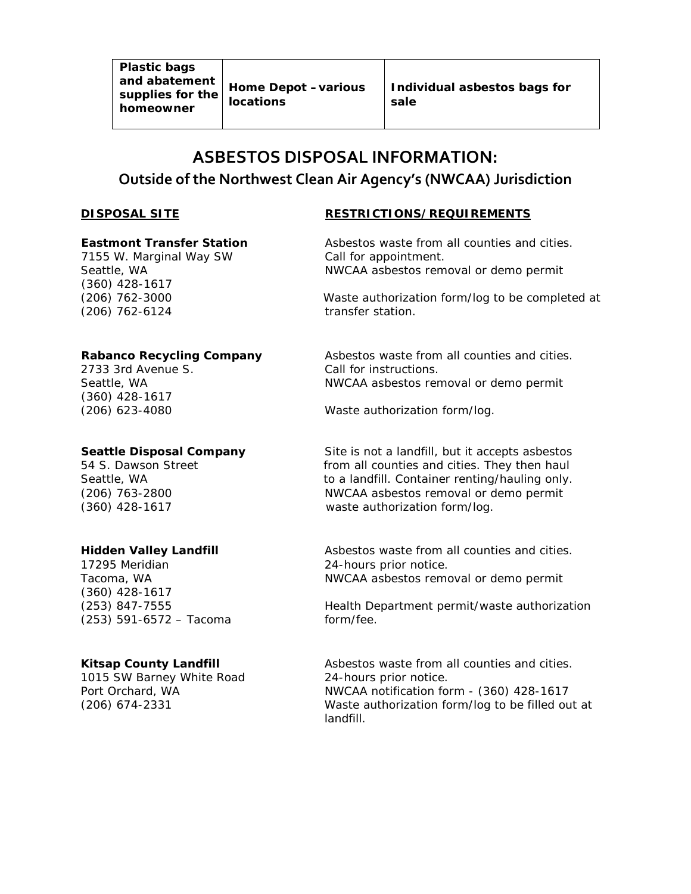| | | |
|---|---|---|
| **Plastic bags and abatement supplies for the homeowner** | **Home Depot – various locations** | **Individual asbestos bags for sale** |

# ASBESTOS DISPOSAL INFORMATION:

## Outside of the Northwest Clean Air Agency's (NWCAA) Jurisdiction

| **DISPOSAL SITE** | **RESTRICTIONS/REQUIREMENTS** |
|---|---|
| **Eastmont Transfer Station**<br>7155 W. Marginal Way SW<br>Seattle, WA<br>(360) 428-1617<br>(206) 762-3000<br>(206) 762-6124 | Asbestos waste from all counties and cities.<br>Call for appointment.<br>NWCAA asbestos removal or demo permit<br><br>Waste authorization form/log to be completed at transfer station. |
| **Rabanco Recycling Company**<br>2733 3rd Avenue S.<br>Seattle, WA<br>(360) 428-1617<br>(206) 623-4080 | Asbestos waste from all counties and cities.<br>Call for instructions.<br>NWCAA asbestos removal or demo permit<br><br>Waste authorization form/log. |
| **Seattle Disposal Company**<br>54 S. Dawson Street<br>Seattle, WA<br>(206) 763-2800<br>(360) 428-1617 | Site is not a landfill, but it accepts asbestos from all counties and cities. They then haul to a landfill. Container renting/hauling only.<br>NWCAA asbestos removal or demo permit waste authorization form/log. |
| **Hidden Valley Landfill**<br>17295 Meridian<br>Tacoma, WA<br>(360) 428-1617<br>(253) 847-7555<br>(253) 591-6572 – Tacoma | Asbestos waste from all counties and cities.<br>24-hours prior notice.<br>NWCAA asbestos removal or demo permit<br><br>Health Department permit/waste authorization form/fee. |
| **Kitsap County Landfill**<br>1015 SW Barney White Road<br>Port Orchard, WA<br>(206) 674-2331 | Asbestos waste from all counties and cities.<br>24-hours prior notice.<br>NWCAA notification form - (360) 428-1617<br>Waste authorization form/log to be filled out at landfill. |